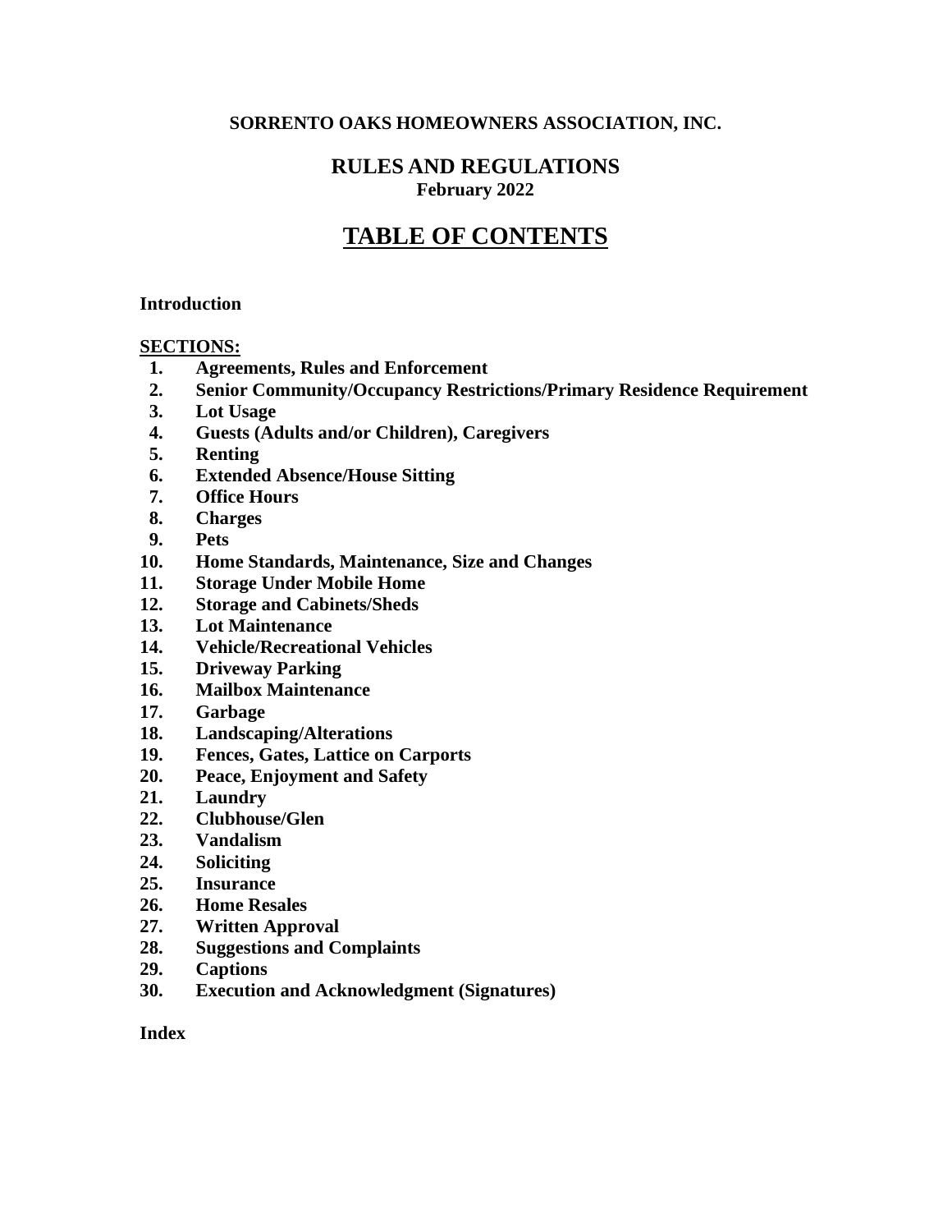**SORRENTO OAKS HOMEOWNERS ASSOCIATION, INC.**

# RULES AND REGULATIONS

**February 2022**

## <u>TABLE OF CONTENTS</u>

**Introduction**

**<u>SECTIONS:</u>**

1. **Agreements, Rules and Enforcement**
2. **Senior Community/Occupancy Restrictions/Primary Residence Requirement**
3. **Lot Usage**
4. **Guests (Adults and/or Children), Caregivers**
5. **Renting**
6. **Extended Absence/House Sitting**
7. **Office Hours**
8. **Charges**
9. **Pets**
10. **Home Standards, Maintenance, Size and Changes**
11. **Storage Under Mobile Home**
12. **Storage and Cabinets/Sheds**
13. **Lot Maintenance**
14. **Vehicle/Recreational Vehicles**
15. **Driveway Parking**
16. **Mailbox Maintenance**
17. **Garbage**
18. **Landscaping/Alterations**
19. **Fences, Gates, Lattice on Carports**
20. **Peace, Enjoyment and Safety**
21. **Laundry**
22. **Clubhouse/Glen**
23. **Vandalism**
24. **Soliciting**
25. **Insurance**
26. **Home Resales**
27. **Written Approval**
28. **Suggestions and Complaints**
29. **Captions**
30. **Execution and Acknowledgment (Signatures)**

**Index**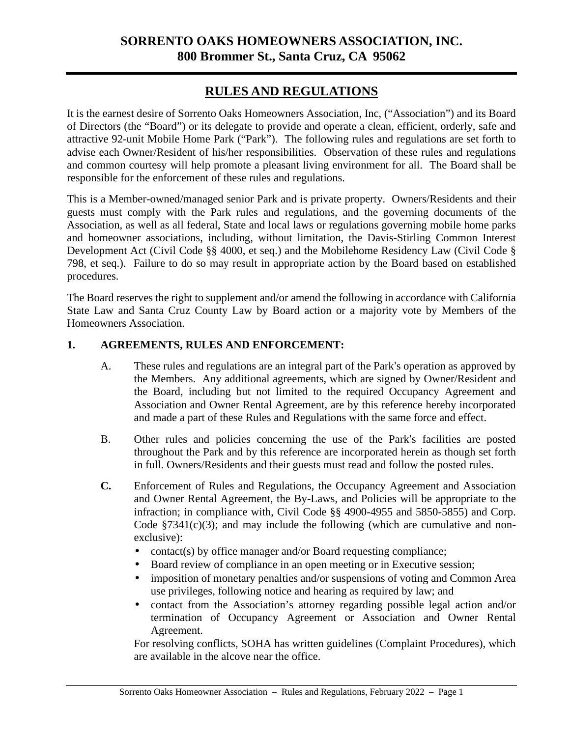# SORRENTO OAKS HOMEOWNERS ASSOCIATION, INC.
## 800 Brommer St., Santa Cruz, CA 95062

---

## RULES AND REGULATIONS

It is the earnest desire of Sorrento Oaks Homeowners Association, Inc, ("Association") and its Board of Directors (the "Board") or its delegate to provide and operate a clean, efficient, orderly, safe and attractive 92-unit Mobile Home Park ("Park"). The following rules and regulations are set forth to advise each Owner/Resident of his/her responsibilities. Observation of these rules and regulations and common courtesy will help promote a pleasant living environment for all. The Board shall be responsible for the enforcement of these rules and regulations.

This is a Member-owned/managed senior Park and is private property. Owners/Residents and their guests must comply with the Park rules and regulations, and the governing documents of the Association, as well as all federal, State and local laws or regulations governing mobile home parks and homeowner associations, including, without limitation, the Davis-Stirling Common Interest Development Act (Civil Code §§ 4000, et seq.) and the Mobilehome Residency Law (Civil Code § 798, et seq.). Failure to do so may result in appropriate action by the Board based on established procedures.

The Board reserves the right to supplement and/or amend the following in accordance with California State Law and Santa Cruz County Law by Board action or a majority vote by Members of the Homeowners Association.

**1. AGREEMENTS, RULES AND ENFORCEMENT:**

A. These rules and regulations are an integral part of the Park's operation as approved by the Members. Any additional agreements, which are signed by Owner/Resident and the Board, including but not limited to the required Occupancy Agreement and Association and Owner Rental Agreement, are by this reference hereby incorporated and made a part of these Rules and Regulations with the same force and effect.

B. Other rules and policies concerning the use of the Park's facilities are posted throughout the Park and by this reference are incorporated herein as though set forth in full. Owners/Residents and their guests must read and follow the posted rules.

**C.** Enforcement of Rules and Regulations, the Occupancy Agreement and Association and Owner Rental Agreement, the By-Laws, and Policies will be appropriate to the infraction; in compliance with, Civil Code §§ 4900-4955 and 5850-5855) and Corp. Code §7341(c)(3); and may include the following (which are cumulative and non-exclusive):

- contact(s) by office manager and/or Board requesting compliance;
- Board review of compliance in an open meeting or in Executive session;
- imposition of monetary penalties and/or suspensions of voting and Common Area use privileges, following notice and hearing as required by law; and
- contact from the Association's attorney regarding possible legal action and/or termination of Occupancy Agreement or Association and Owner Rental Agreement.

For resolving conflicts, SOHA has written guidelines (Complaint Procedures), which are available in the alcove near the office.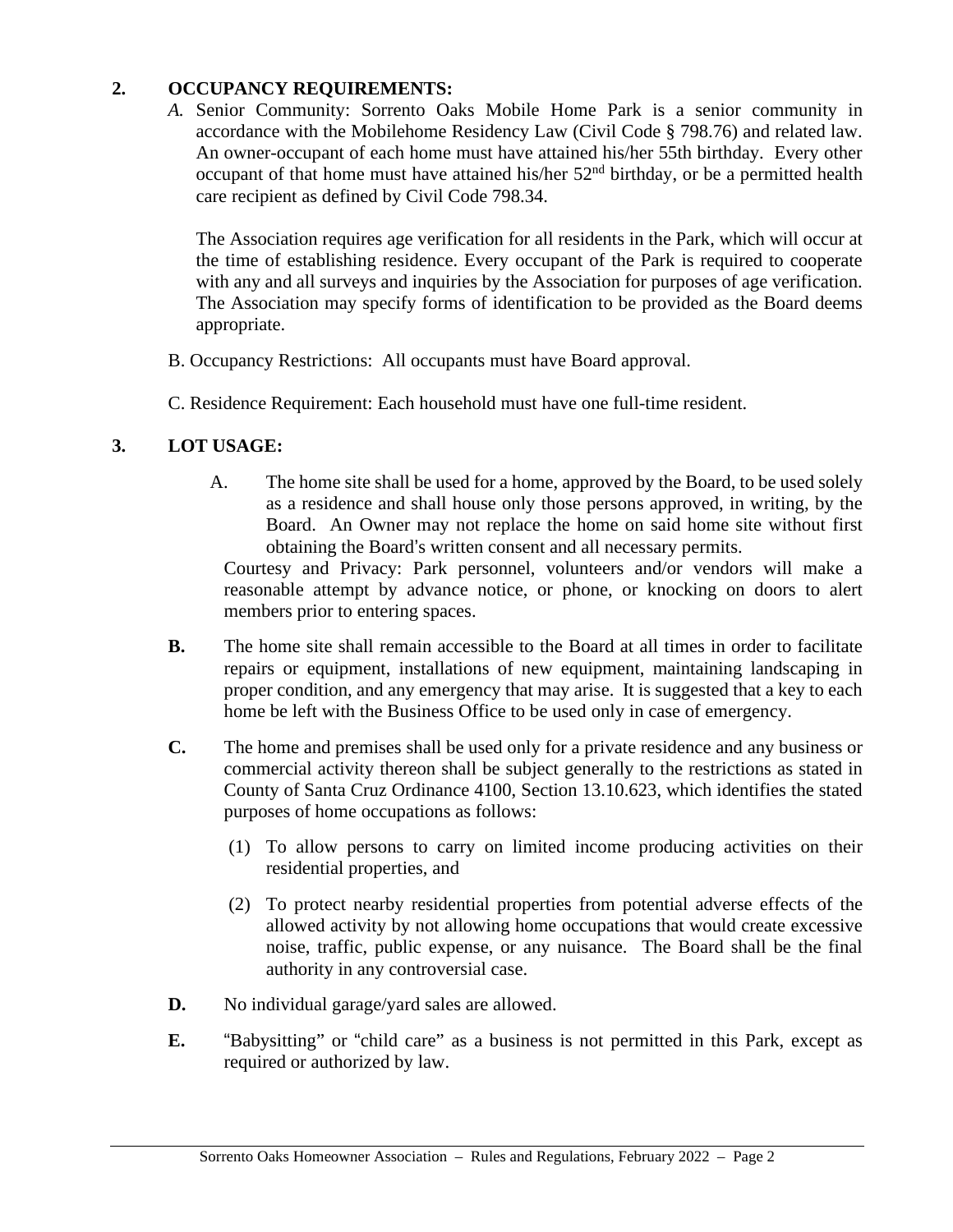## 2. OCCUPANCY REQUIREMENTS:

*A.* Senior Community: Sorrento Oaks Mobile Home Park is a senior community in accordance with the Mobilehome Residency Law (Civil Code § 798.76) and related law. An owner-occupant of each home must have attained his/her 55th birthday. Every other occupant of that home must have attained his/her 52nd birthday, or be a permitted health care recipient as defined by Civil Code 798.34.

The Association requires age verification for all residents in the Park, which will occur at the time of establishing residence. Every occupant of the Park is required to cooperate with any and all surveys and inquiries by the Association for purposes of age verification. The Association may specify forms of identification to be provided as the Board deems appropriate.

B. Occupancy Restrictions: All occupants must have Board approval.

C. Residence Requirement: Each household must have one full-time resident.

## 3. LOT USAGE:

A. The home site shall be used for a home, approved by the Board, to be used solely as a residence and shall house only those persons approved, in writing, by the Board. An Owner may not replace the home on said home site without first obtaining the Board's written consent and all necessary permits.

Courtesy and Privacy: Park personnel, volunteers and/or vendors will make a reasonable attempt by advance notice, or phone, or knocking on doors to alert members prior to entering spaces.

**B.** The home site shall remain accessible to the Board at all times in order to facilitate repairs or equipment, installations of new equipment, maintaining landscaping in proper condition, and any emergency that may arise. It is suggested that a key to each home be left with the Business Office to be used only in case of emergency.

**C.** The home and premises shall be used only for a private residence and any business or commercial activity thereon shall be subject generally to the restrictions as stated in County of Santa Cruz Ordinance 4100, Section 13.10.623, which identifies the stated purposes of home occupations as follows:

(1) To allow persons to carry on limited income producing activities on their residential properties, and

(2) To protect nearby residential properties from potential adverse effects of the allowed activity by not allowing home occupations that would create excessive noise, traffic, public expense, or any nuisance. The Board shall be the final authority in any controversial case.

**D.** No individual garage/yard sales are allowed.

**E.** "Babysitting" or "child care" as a business is not permitted in this Park, except as required or authorized by law.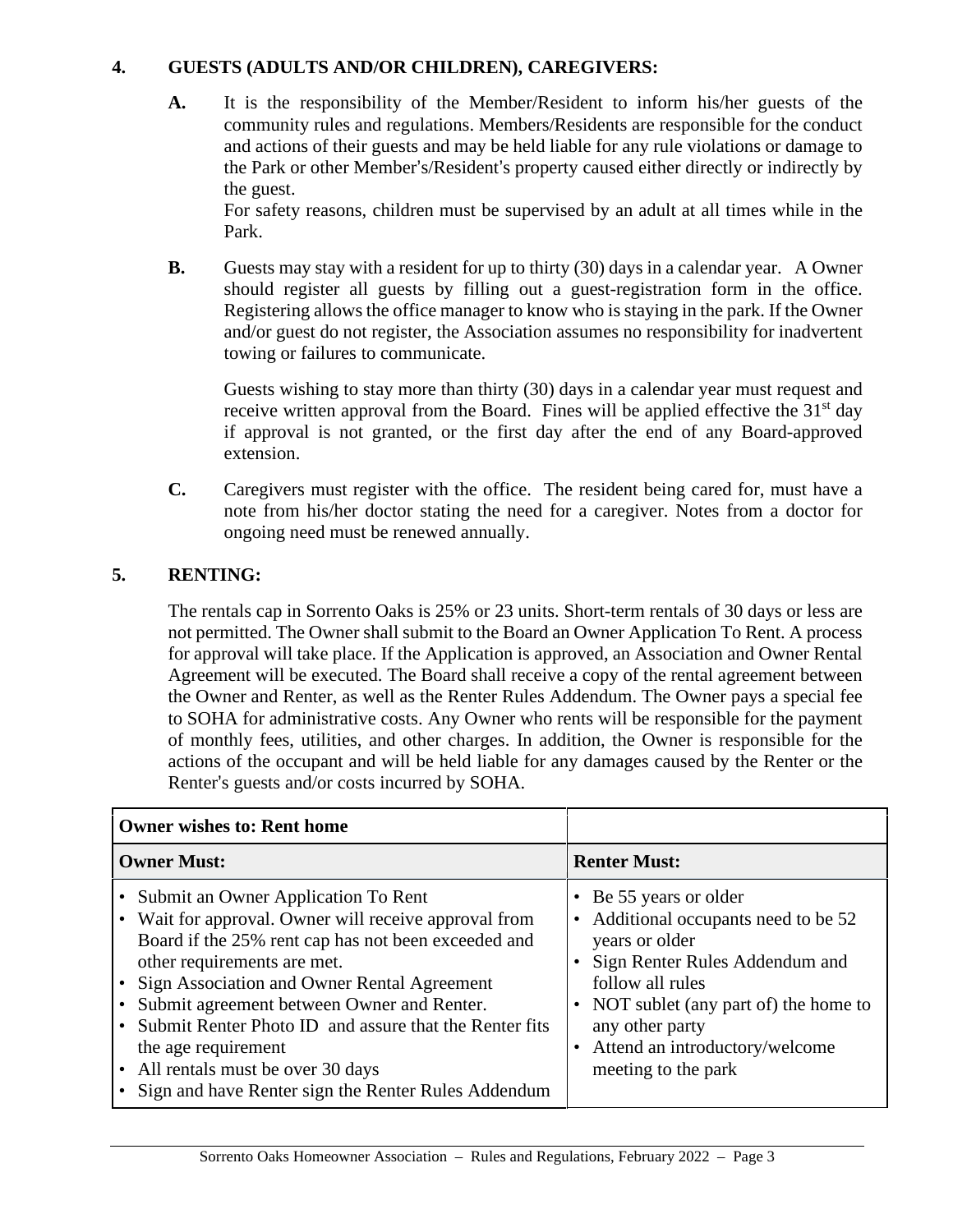## 4. GUESTS (ADULTS AND/OR CHILDREN), CAREGIVERS:

**A.** It is the responsibility of the Member/Resident to inform his/her guests of the community rules and regulations. Members/Residents are responsible for the conduct and actions of their guests and may be held liable for any rule violations or damage to the Park or other Member's/Resident's property caused either directly or indirectly by the guest.
For safety reasons, children must be supervised by an adult at all times while in the Park.

**B.** Guests may stay with a resident for up to thirty (30) days in a calendar year. A Owner should register all guests by filling out a guest-registration form in the office. Registering allows the office manager to know who is staying in the park. If the Owner and/or guest do not register, the Association assumes no responsibility for inadvertent towing or failures to communicate.

Guests wishing to stay more than thirty (30) days in a calendar year must request and receive written approval from the Board. Fines will be applied effective the 31st day if approval is not granted, or the first day after the end of any Board-approved extension.

**C.** Caregivers must register with the office. The resident being cared for, must have a note from his/her doctor stating the need for a caregiver. Notes from a doctor for ongoing need must be renewed annually.

## 5. RENTING:

The rentals cap in Sorrento Oaks is 25% or 23 units. Short-term rentals of 30 days or less are not permitted. The Owner shall submit to the Board an Owner Application To Rent. A process for approval will take place. If the Application is approved, an Association and Owner Rental Agreement will be executed. The Board shall receive a copy of the rental agreement between the Owner and Renter, as well as the Renter Rules Addendum. The Owner pays a special fee to SOHA for administrative costs. Any Owner who rents will be responsible for the payment of monthly fees, utilities, and other charges. In addition, the Owner is responsible for the actions of the occupant and will be held liable for any damages caused by the Renter or the Renter's guests and/or costs incurred by SOHA.

| **Owner wishes to: Rent home** | |
|---|---|
| **Owner Must:** | **Renter Must:** |
| • Submit an Owner Application To Rent<br>• Wait for approval. Owner will receive approval from Board if the 25% rent cap has not been exceeded and other requirements are met.<br>• Sign Association and Owner Rental Agreement<br>• Submit agreement between Owner and Renter.<br>• Submit Renter Photo ID and assure that the Renter fits the age requirement<br>• All rentals must be over 30 days<br>• Sign and have Renter sign the Renter Rules Addendum | • Be 55 years or older<br>• Additional occupants need to be 52 years or older<br>• Sign Renter Rules Addendum and follow all rules<br>• NOT sublet (any part of) the home to any other party<br>• Attend an introductory/welcome meeting to the park |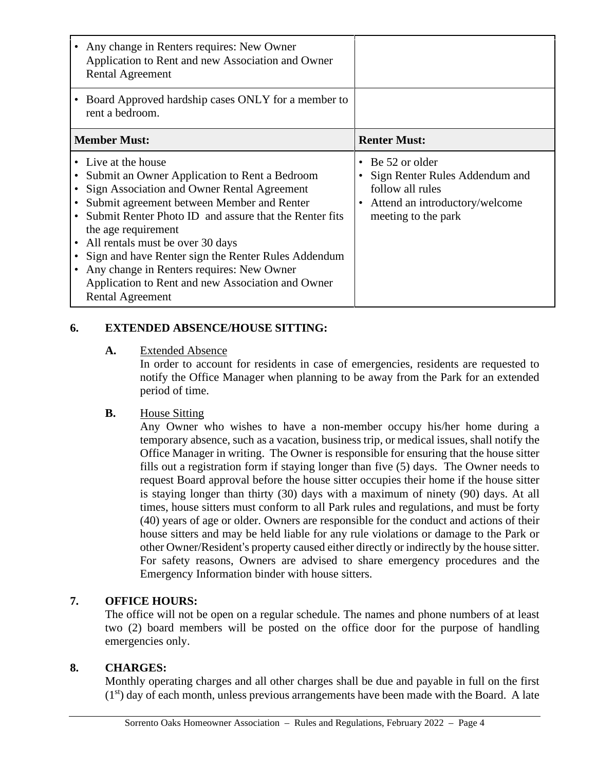| | |
|---|---|
| • Any change in Renters requires: New Owner Application to Rent and new Association and Owner Rental Agreement | |
| • Board Approved hardship cases ONLY for a member to rent a bedroom. | |
| **Member Must:** | **Renter Must:** |
| • Live at the house<br>• Submit an Owner Application to Rent a Bedroom<br>• Sign Association and Owner Rental Agreement<br>• Submit agreement between Member and Renter<br>• Submit Renter Photo ID and assure that the Renter fits the age requirement<br>• All rentals must be over 30 days<br>• Sign and have Renter sign the Renter Rules Addendum<br>• Any change in Renters requires: New Owner Application to Rent and new Association and Owner Rental Agreement | • Be 52 or older<br>• Sign Renter Rules Addendum and follow all rules<br>• Attend an introductory/welcome meeting to the park |

**6. EXTENDED ABSENCE/HOUSE SITTING:**

**A.** Extended Absence

In order to account for residents in case of emergencies, residents are requested to notify the Office Manager when planning to be away from the Park for an extended period of time.

**B.** House Sitting

Any Owner who wishes to have a non-member occupy his/her home during a temporary absence, such as a vacation, business trip, or medical issues, shall notify the Office Manager in writing. The Owner is responsible for ensuring that the house sitter fills out a registration form if staying longer than five (5) days. The Owner needs to request Board approval before the house sitter occupies their home if the house sitter is staying longer than thirty (30) days with a maximum of ninety (90) days. At all times, house sitters must conform to all Park rules and regulations, and must be forty (40) years of age or older. Owners are responsible for the conduct and actions of their house sitters and may be held liable for any rule violations or damage to the Park or other Owner/Resident's property caused either directly or indirectly by the house sitter. For safety reasons, Owners are advised to share emergency procedures and the Emergency Information binder with house sitters.

**7. OFFICE HOURS:**

The office will not be open on a regular schedule. The names and phone numbers of at least two (2) board members will be posted on the office door for the purpose of handling emergencies only.

**8. CHARGES:**

Monthly operating charges and all other charges shall be due and payable in full on the first (1st) day of each month, unless previous arrangements have been made with the Board. A late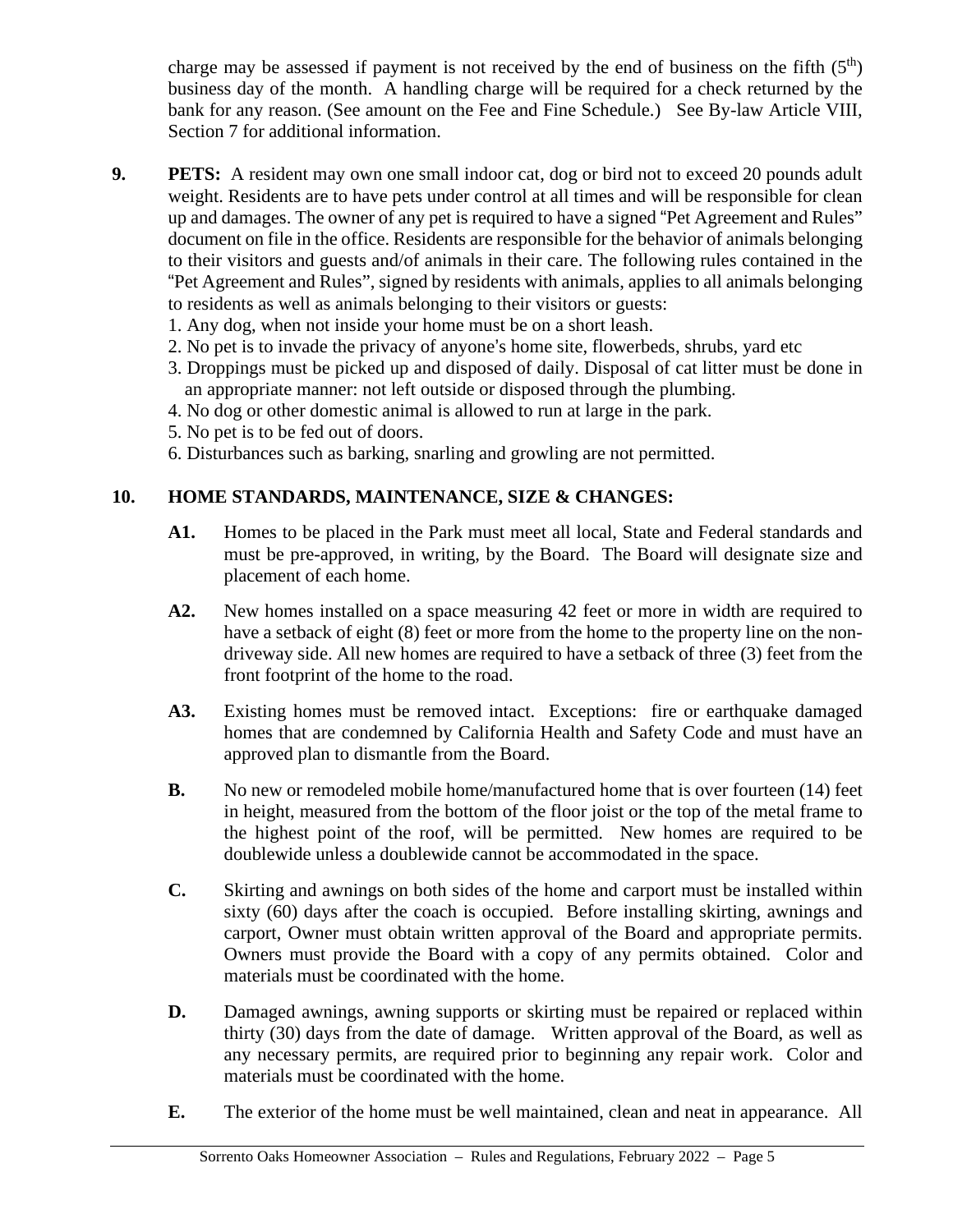charge may be assessed if payment is not received by the end of business on the fifth (5th) business day of the month. A handling charge will be required for a check returned by the bank for any reason. (See amount on the Fee and Fine Schedule.) See By-law Article VIII, Section 7 for additional information.

**9. PETS:** A resident may own one small indoor cat, dog or bird not to exceed 20 pounds adult weight. Residents are to have pets under control at all times and will be responsible for clean up and damages. The owner of any pet is required to have a signed "Pet Agreement and Rules" document on file in the office. Residents are responsible for the behavior of animals belonging to their visitors and guests and/of animals in their care. The following rules contained in the "Pet Agreement and Rules", signed by residents with animals, applies to all animals belonging to residents as well as animals belonging to their visitors or guests:

1. Any dog, when not inside your home must be on a short leash.
2. No pet is to invade the privacy of anyone's home site, flowerbeds, shrubs, yard etc
3. Droppings must be picked up and disposed of daily. Disposal of cat litter must be done in an appropriate manner: not left outside or disposed through the plumbing.
4. No dog or other domestic animal is allowed to run at large in the park.
5. No pet is to be fed out of doors.
6. Disturbances such as barking, snarling and growling are not permitted.

**10. HOME STANDARDS, MAINTENANCE, SIZE & CHANGES:**

**A1.** Homes to be placed in the Park must meet all local, State and Federal standards and must be pre-approved, in writing, by the Board. The Board will designate size and placement of each home.

**A2.** New homes installed on a space measuring 42 feet or more in width are required to have a setback of eight (8) feet or more from the home to the property line on the non-driveway side. All new homes are required to have a setback of three (3) feet from the front footprint of the home to the road.

**A3.** Existing homes must be removed intact. Exceptions: fire or earthquake damaged homes that are condemned by California Health and Safety Code and must have an approved plan to dismantle from the Board.

**B.** No new or remodeled mobile home/manufactured home that is over fourteen (14) feet in height, measured from the bottom of the floor joist or the top of the metal frame to the highest point of the roof, will be permitted. New homes are required to be doublewide unless a doublewide cannot be accommodated in the space.

**C.** Skirting and awnings on both sides of the home and carport must be installed within sixty (60) days after the coach is occupied. Before installing skirting, awnings and carport, Owner must obtain written approval of the Board and appropriate permits. Owners must provide the Board with a copy of any permits obtained. Color and materials must be coordinated with the home.

**D.** Damaged awnings, awning supports or skirting must be repaired or replaced within thirty (30) days from the date of damage. Written approval of the Board, as well as any necessary permits, are required prior to beginning any repair work. Color and materials must be coordinated with the home.

**E.** The exterior of the home must be well maintained, clean and neat in appearance. All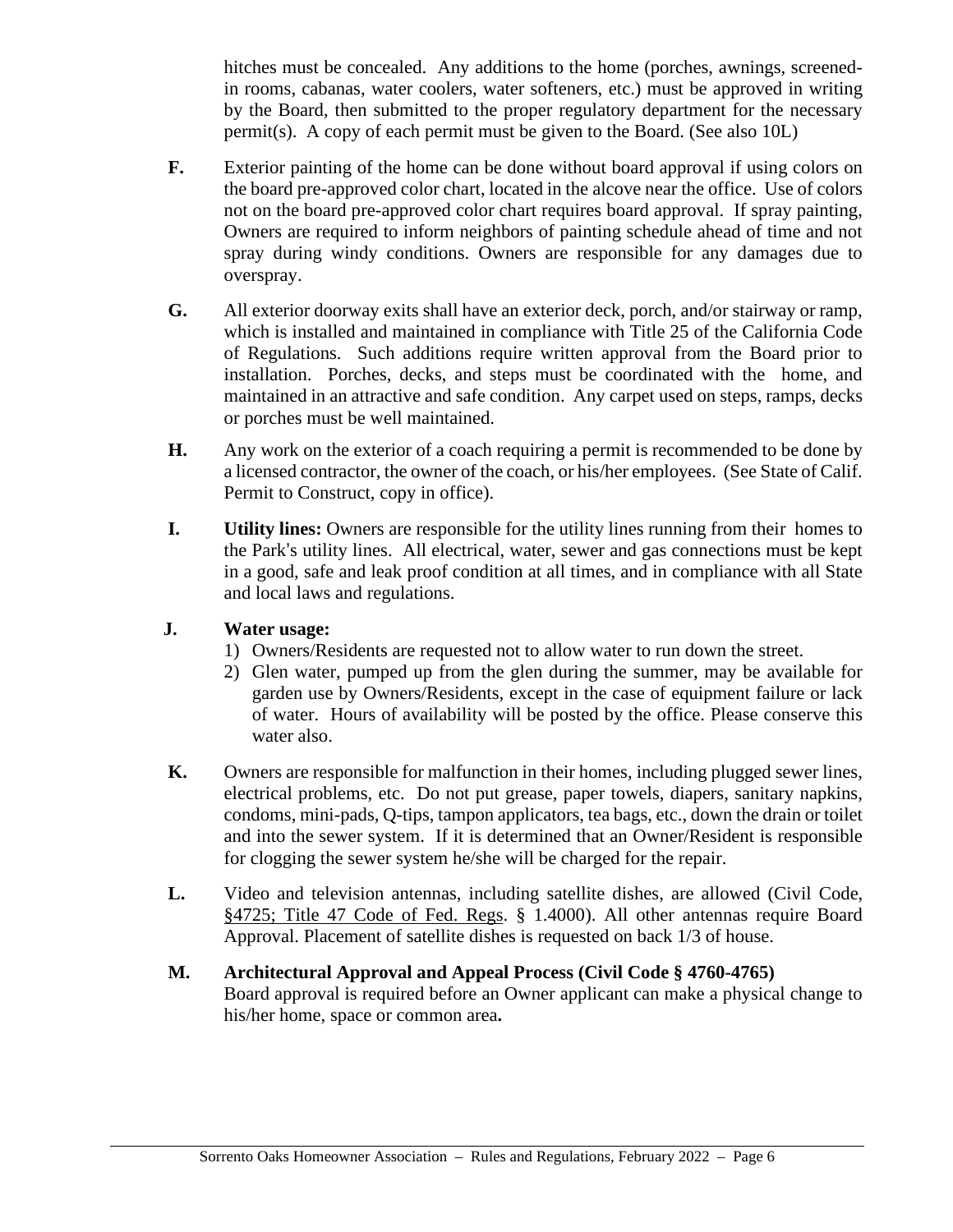hitches must be concealed. Any additions to the home (porches, awnings, screened-in rooms, cabanas, water coolers, water softeners, etc.) must be approved in writing by the Board, then submitted to the proper regulatory department for the necessary permit(s). A copy of each permit must be given to the Board. (See also 10L)

**F.** Exterior painting of the home can be done without board approval if using colors on the board pre-approved color chart, located in the alcove near the office. Use of colors not on the board pre-approved color chart requires board approval. If spray painting, Owners are required to inform neighbors of painting schedule ahead of time and not spray during windy conditions. Owners are responsible for any damages due to overspray.

**G.** All exterior doorway exits shall have an exterior deck, porch, and/or stairway or ramp, which is installed and maintained in compliance with Title 25 of the California Code of Regulations. Such additions require written approval from the Board prior to installation. Porches, decks, and steps must be coordinated with the home, and maintained in an attractive and safe condition. Any carpet used on steps, ramps, decks or porches must be well maintained.

**H.** Any work on the exterior of a coach requiring a permit is recommended to be done by a licensed contractor, the owner of the coach, or his/her employees. (See State of Calif. Permit to Construct, copy in office).

**I.** **Utility lines:** Owners are responsible for the utility lines running from their homes to the Park's utility lines. All electrical, water, sewer and gas connections must be kept in a good, safe and leak proof condition at all times, and in compliance with all State and local laws and regulations.

**J.** **Water usage:**

1) Owners/Residents are requested not to allow water to run down the street.
2) Glen water, pumped up from the glen during the summer, may be available for garden use by Owners/Residents, except in the case of equipment failure or lack of water. Hours of availability will be posted by the office. Please conserve this water also.

**K.** Owners are responsible for malfunction in their homes, including plugged sewer lines, electrical problems, etc. Do not put grease, paper towels, diapers, sanitary napkins, condoms, mini-pads, Q-tips, tampon applicators, tea bags, etc., down the drain or toilet and into the sewer system. If it is determined that an Owner/Resident is responsible for clogging the sewer system he/she will be charged for the repair.

**L.** Video and television antennas, including satellite dishes, are allowed (Civil Code, §4725; Title 47 Code of Fed. Regs. § 1.4000). All other antennas require Board Approval. Placement of satellite dishes is requested on back 1/3 of house.

**M.** **Architectural Approval and Appeal Process (Civil Code § 4760-4765)**
Board approval is required before an Owner applicant can make a physical change to his/her home, space or common area**.**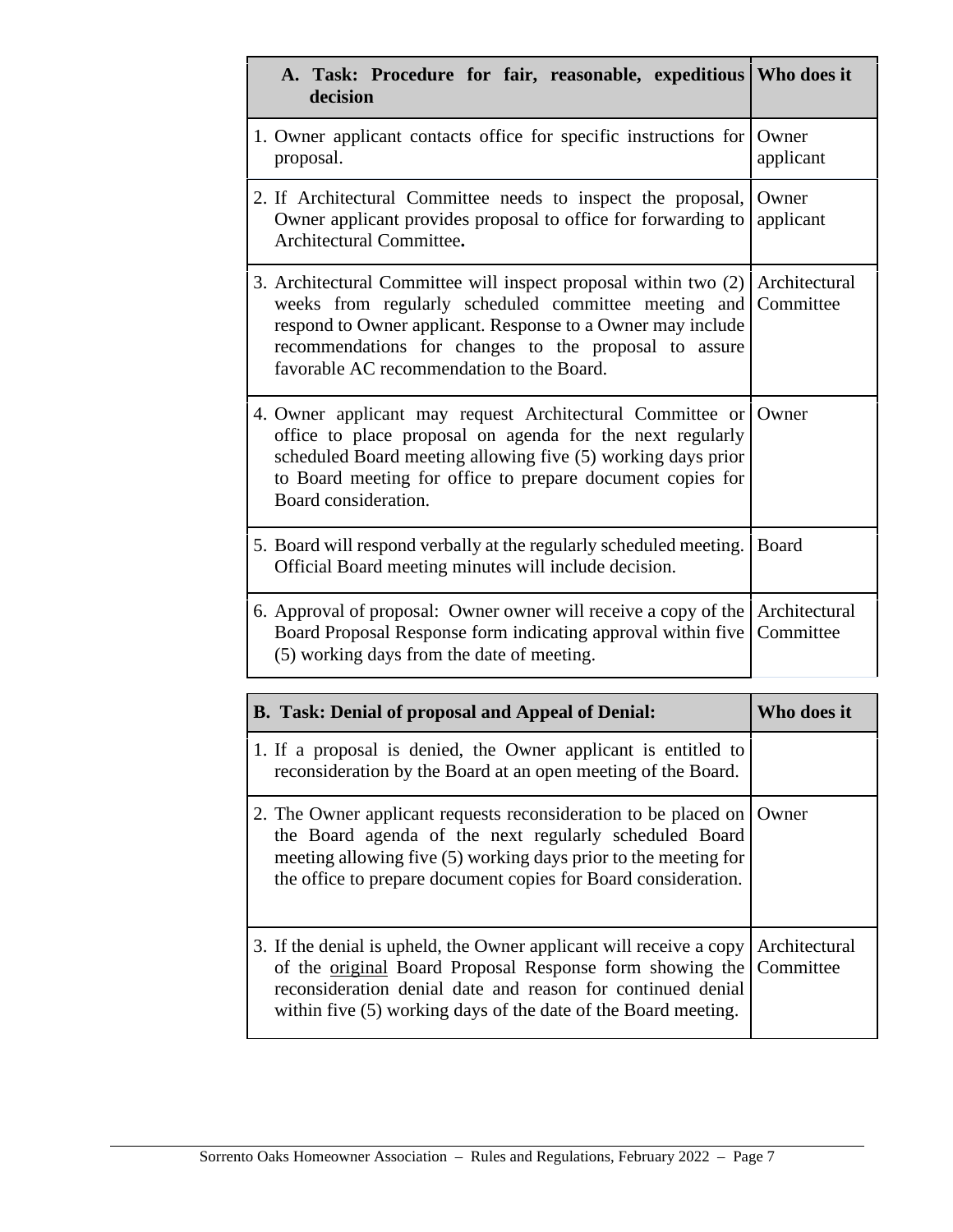| A. Task: Procedure for fair, reasonable, expeditious decision | Who does it |
|---|---|
| 1. Owner applicant contacts office for specific instructions for proposal. | Owner applicant |
| 2. If Architectural Committee needs to inspect the proposal, Owner applicant provides proposal to office for forwarding to Architectural Committee**.** | Owner applicant |
| 3. Architectural Committee will inspect proposal within two (2) weeks from regularly scheduled committee meeting and respond to Owner applicant. Response to a Owner may include recommendations for changes to the proposal to assure favorable AC recommendation to the Board. | Architectural Committee |
| 4. Owner applicant may request Architectural Committee or office to place proposal on agenda for the next regularly scheduled Board meeting allowing five (5) working days prior to Board meeting for office to prepare document copies for Board consideration. | Owner |
| 5. Board will respond verbally at the regularly scheduled meeting. Official Board meeting minutes will include decision. | Board |
| 6. Approval of proposal: Owner owner will receive a copy of the Board Proposal Response form indicating approval within five (5) working days from the date of meeting. | Architectural Committee |

| B. Task: Denial of proposal and Appeal of Denial: | Who does it |
|---|---|
| 1. If a proposal is denied, the Owner applicant is entitled to reconsideration by the Board at an open meeting of the Board. | |
| 2. The Owner applicant requests reconsideration to be placed on the Board agenda of the next regularly scheduled Board meeting allowing five (5) working days prior to the meeting for the office to prepare document copies for Board consideration. | Owner |
| 3. If the denial is upheld, the Owner applicant will receive a copy of the <u>original</u> Board Proposal Response form showing the reconsideration denial date and reason for continued denial within five (5) working days of the date of the Board meeting. | Architectural Committee |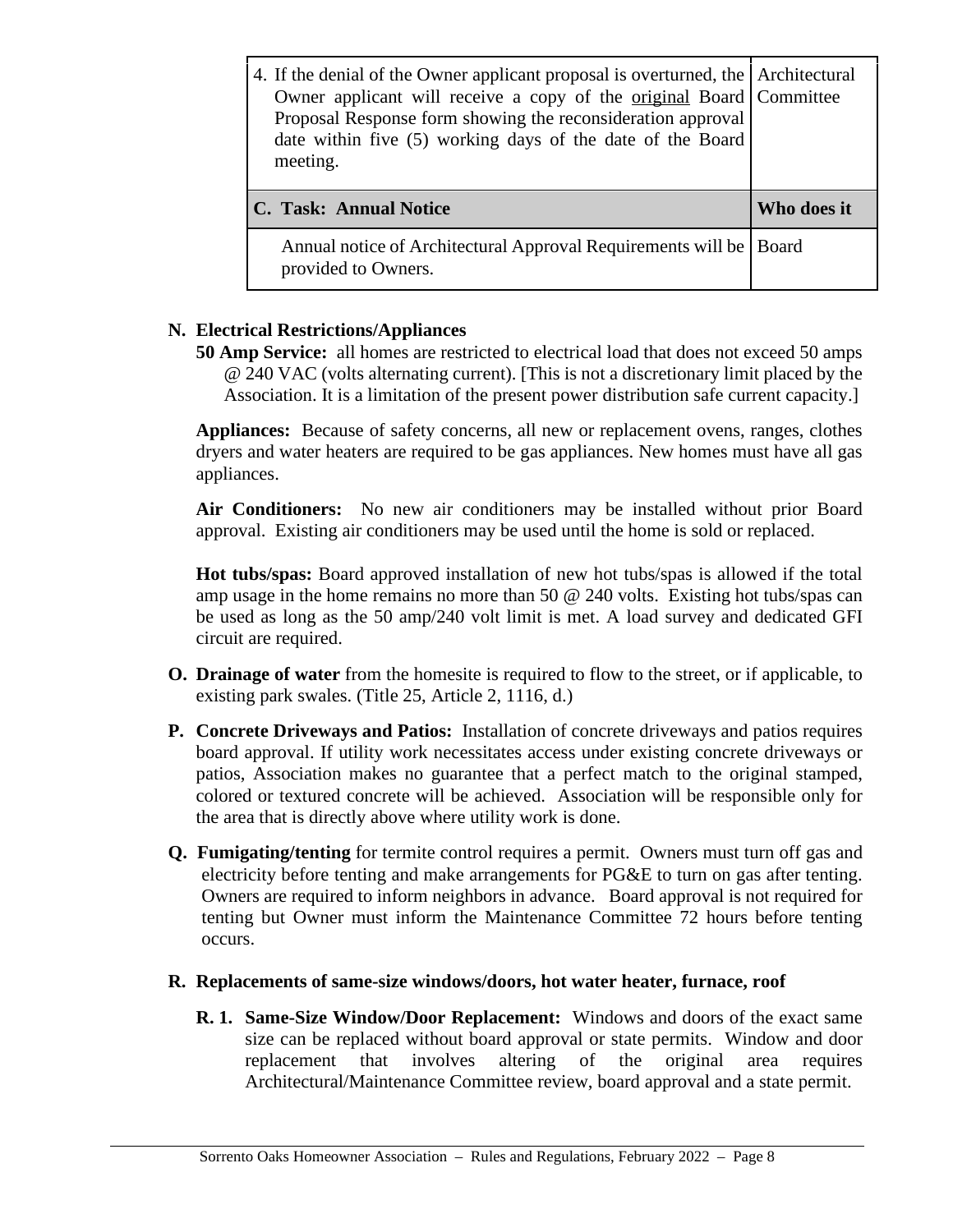| | |
|---|---|
| 4. If the denial of the Owner applicant proposal is overturned, the Owner applicant will receive a copy of the original Board Proposal Response form showing the reconsideration approval date within five (5) working days of the date of the Board meeting. | Architectural Committee |
| **C. Task: Annual Notice** | **Who does it** |
| Annual notice of Architectural Approval Requirements will be provided to Owners. | Board |

**N. Electrical Restrictions/Appliances**

**50 Amp Service:** all homes are restricted to electrical load that does not exceed 50 amps @ 240 VAC (volts alternating current). [This is not a discretionary limit placed by the Association. It is a limitation of the present power distribution safe current capacity.]

**Appliances:** Because of safety concerns, all new or replacement ovens, ranges, clothes dryers and water heaters are required to be gas appliances. New homes must have all gas appliances.

**Air Conditioners:** No new air conditioners may be installed without prior Board approval. Existing air conditioners may be used until the home is sold or replaced.

**Hot tubs/spas:** Board approved installation of new hot tubs/spas is allowed if the total amp usage in the home remains no more than 50 @ 240 volts. Existing hot tubs/spas can be used as long as the 50 amp/240 volt limit is met. A load survey and dedicated GFI circuit are required.

**O. Drainage of water** from the homesite is required to flow to the street, or if applicable, to existing park swales. (Title 25, Article 2, 1116, d.)

**P. Concrete Driveways and Patios:** Installation of concrete driveways and patios requires board approval. If utility work necessitates access under existing concrete driveways or patios, Association makes no guarantee that a perfect match to the original stamped, colored or textured concrete will be achieved. Association will be responsible only for the area that is directly above where utility work is done.

**Q. Fumigating/tenting** for termite control requires a permit. Owners must turn off gas and electricity before tenting and make arrangements for PG&E to turn on gas after tenting. Owners are required to inform neighbors in advance. Board approval is not required for tenting but Owner must inform the Maintenance Committee 72 hours before tenting occurs.

**R. Replacements of same-size windows/doors, hot water heater, furnace, roof**

**R. 1. Same-Size Window/Door Replacement:** Windows and doors of the exact same size can be replaced without board approval or state permits. Window and door replacement that involves altering of the original area requires Architectural/Maintenance Committee review, board approval and a state permit.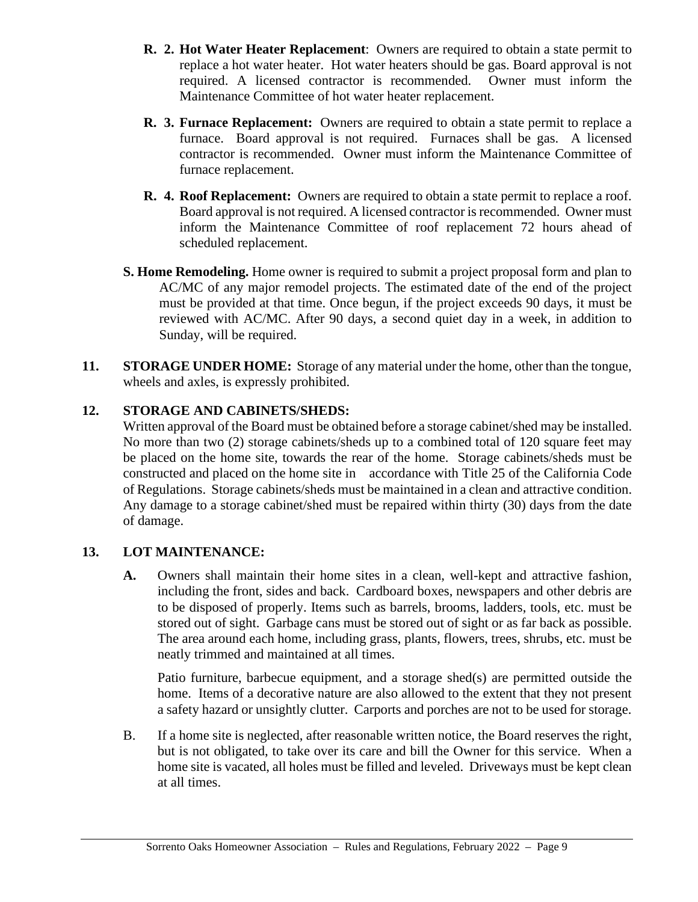**R. 2. Hot Water Heater Replacement**: Owners are required to obtain a state permit to replace a hot water heater. Hot water heaters should be gas. Board approval is not required. A licensed contractor is recommended. Owner must inform the Maintenance Committee of hot water heater replacement.

**R. 3. Furnace Replacement:** Owners are required to obtain a state permit to replace a furnace. Board approval is not required. Furnaces shall be gas. A licensed contractor is recommended. Owner must inform the Maintenance Committee of furnace replacement.

**R. 4. Roof Replacement:** Owners are required to obtain a state permit to replace a roof. Board approval is not required. A licensed contractor is recommended. Owner must inform the Maintenance Committee of roof replacement 72 hours ahead of scheduled replacement.

**S. Home Remodeling.** Home owner is required to submit a project proposal form and plan to AC/MC of any major remodel projects. The estimated date of the end of the project must be provided at that time. Once begun, if the project exceeds 90 days, it must be reviewed with AC/MC. After 90 days, a second quiet day in a week, in addition to Sunday, will be required.

**11. STORAGE UNDER HOME:** Storage of any material under the home, other than the tongue, wheels and axles, is expressly prohibited.

**12. STORAGE AND CABINETS/SHEDS:**

Written approval of the Board must be obtained before a storage cabinet/shed may be installed. No more than two (2) storage cabinets/sheds up to a combined total of 120 square feet may be placed on the home site, towards the rear of the home. Storage cabinets/sheds must be constructed and placed on the home site in accordance with Title 25 of the California Code of Regulations. Storage cabinets/sheds must be maintained in a clean and attractive condition. Any damage to a storage cabinet/shed must be repaired within thirty (30) days from the date of damage.

**13. LOT MAINTENANCE:**

**A.** Owners shall maintain their home sites in a clean, well-kept and attractive fashion, including the front, sides and back. Cardboard boxes, newspapers and other debris are to be disposed of properly. Items such as barrels, brooms, ladders, tools, etc. must be stored out of sight. Garbage cans must be stored out of sight or as far back as possible. The area around each home, including grass, plants, flowers, trees, shrubs, etc. must be neatly trimmed and maintained at all times.

Patio furniture, barbecue equipment, and a storage shed(s) are permitted outside the home. Items of a decorative nature are also allowed to the extent that they not present a safety hazard or unsightly clutter. Carports and porches are not to be used for storage.

B. If a home site is neglected, after reasonable written notice, the Board reserves the right, but is not obligated, to take over its care and bill the Owner for this service. When a home site is vacated, all holes must be filled and leveled. Driveways must be kept clean at all times.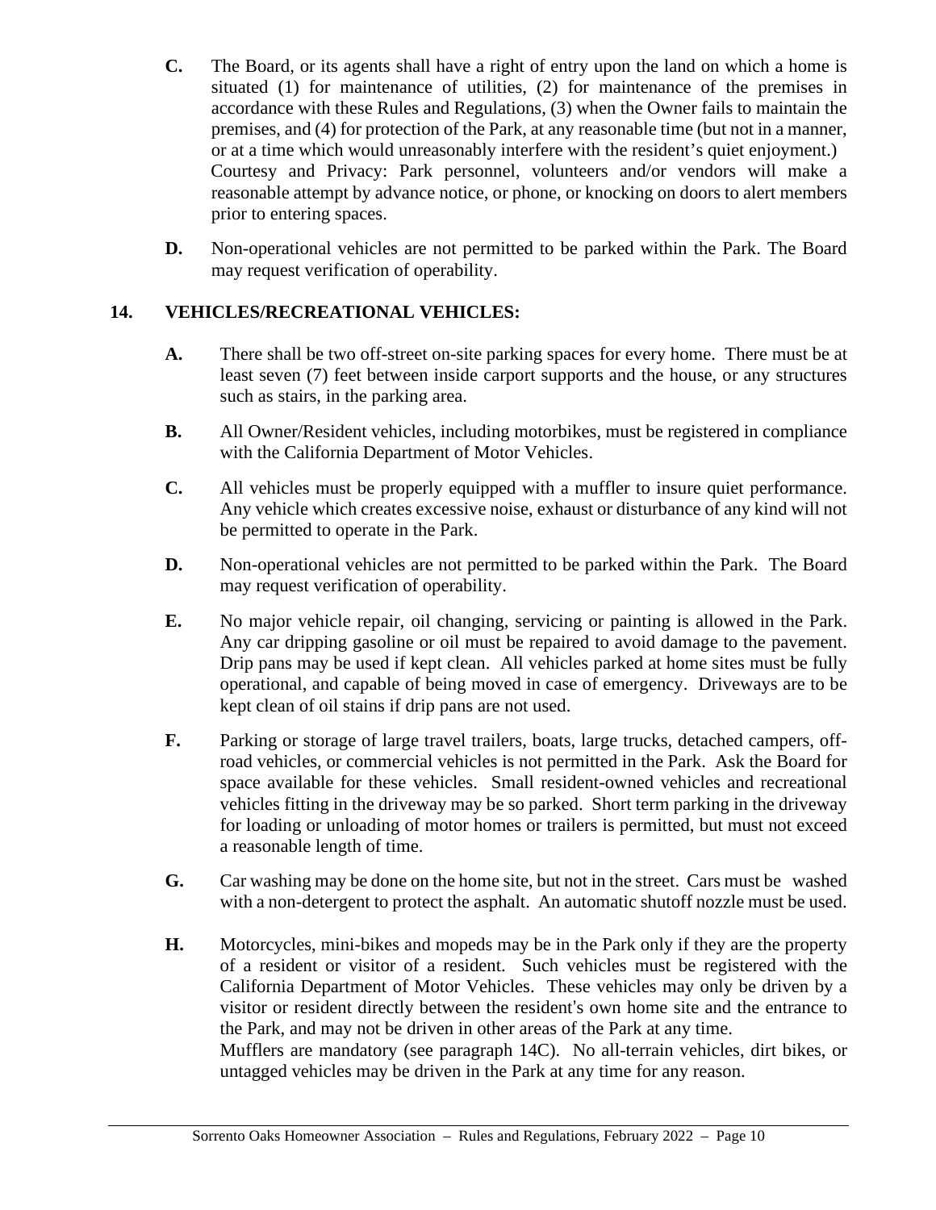**C.** The Board, or its agents shall have a right of entry upon the land on which a home is situated (1) for maintenance of utilities, (2) for maintenance of the premises in accordance with these Rules and Regulations, (3) when the Owner fails to maintain the premises, and (4) for protection of the Park, at any reasonable time (but not in a manner, or at a time which would unreasonably interfere with the resident's quiet enjoyment.)
Courtesy and Privacy: Park personnel, volunteers and/or vendors will make a reasonable attempt by advance notice, or phone, or knocking on doors to alert members prior to entering spaces.

**D.** Non-operational vehicles are not permitted to be parked within the Park. The Board may request verification of operability.

## 14. VEHICLES/RECREATIONAL VEHICLES:

**A.** There shall be two off-street on-site parking spaces for every home. There must be at least seven (7) feet between inside carport supports and the house, or any structures such as stairs, in the parking area.

**B.** All Owner/Resident vehicles, including motorbikes, must be registered in compliance with the California Department of Motor Vehicles.

**C.** All vehicles must be properly equipped with a muffler to insure quiet performance. Any vehicle which creates excessive noise, exhaust or disturbance of any kind will not be permitted to operate in the Park.

**D.** Non-operational vehicles are not permitted to be parked within the Park. The Board may request verification of operability.

**E.** No major vehicle repair, oil changing, servicing or painting is allowed in the Park. Any car dripping gasoline or oil must be repaired to avoid damage to the pavement. Drip pans may be used if kept clean. All vehicles parked at home sites must be fully operational, and capable of being moved in case of emergency. Driveways are to be kept clean of oil stains if drip pans are not used.

**F.** Parking or storage of large travel trailers, boats, large trucks, detached campers, off-road vehicles, or commercial vehicles is not permitted in the Park. Ask the Board for space available for these vehicles. Small resident-owned vehicles and recreational vehicles fitting in the driveway may be so parked. Short term parking in the driveway for loading or unloading of motor homes or trailers is permitted, but must not exceed a reasonable length of time.

**G.** Car washing may be done on the home site, but not in the street. Cars must be washed with a non-detergent to protect the asphalt. An automatic shutoff nozzle must be used.

**H.** Motorcycles, mini-bikes and mopeds may be in the Park only if they are the property of a resident or visitor of a resident. Such vehicles must be registered with the California Department of Motor Vehicles. These vehicles may only be driven by a visitor or resident directly between the resident's own home site and the entrance to the Park, and may not be driven in other areas of the Park at any time.
Mufflers are mandatory (see paragraph 14C). No all-terrain vehicles, dirt bikes, or untagged vehicles may be driven in the Park at any time for any reason.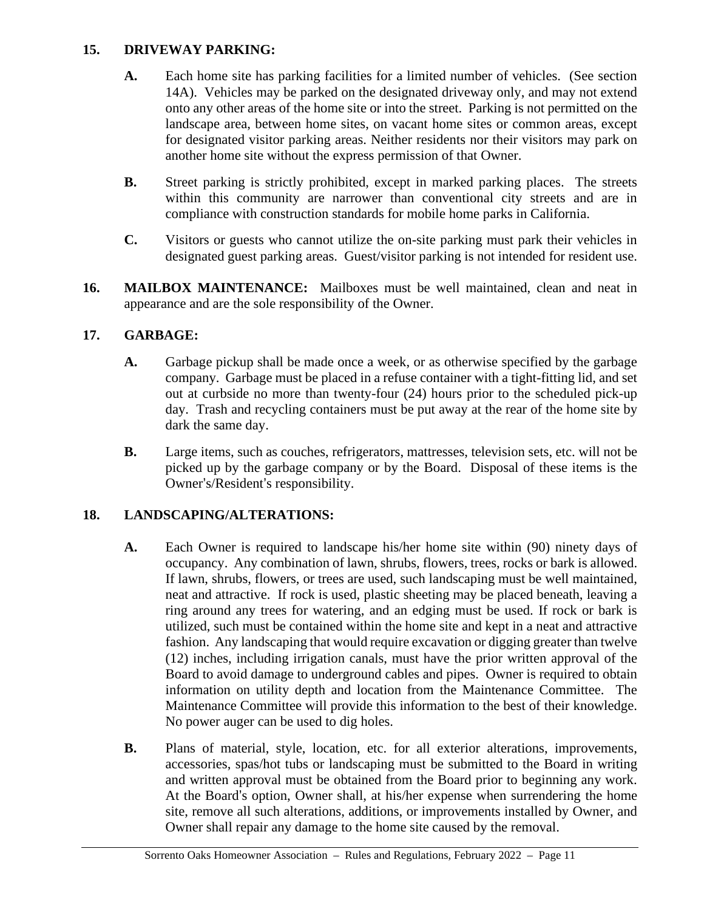## 15. DRIVEWAY PARKING:

**A.** Each home site has parking facilities for a limited number of vehicles. (See section 14A). Vehicles may be parked on the designated driveway only, and may not extend onto any other areas of the home site or into the street. Parking is not permitted on the landscape area, between home sites, on vacant home sites or common areas, except for designated visitor parking areas. Neither residents nor their visitors may park on another home site without the express permission of that Owner.

**B.** Street parking is strictly prohibited, except in marked parking places. The streets within this community are narrower than conventional city streets and are in compliance with construction standards for mobile home parks in California.

**C.** Visitors or guests who cannot utilize the on-site parking must park their vehicles in designated guest parking areas. Guest/visitor parking is not intended for resident use.

## 16. MAILBOX MAINTENANCE:

Mailboxes must be well maintained, clean and neat in appearance and are the sole responsibility of the Owner.

## 17. GARBAGE:

**A.** Garbage pickup shall be made once a week, or as otherwise specified by the garbage company. Garbage must be placed in a refuse container with a tight-fitting lid, and set out at curbside no more than twenty-four (24) hours prior to the scheduled pick-up day. Trash and recycling containers must be put away at the rear of the home site by dark the same day.

**B.** Large items, such as couches, refrigerators, mattresses, television sets, etc. will not be picked up by the garbage company or by the Board. Disposal of these items is the Owner's/Resident's responsibility.

## 18. LANDSCAPING/ALTERATIONS:

**A.** Each Owner is required to landscape his/her home site within (90) ninety days of occupancy. Any combination of lawn, shrubs, flowers, trees, rocks or bark is allowed. If lawn, shrubs, flowers, or trees are used, such landscaping must be well maintained, neat and attractive. If rock is used, plastic sheeting may be placed beneath, leaving a ring around any trees for watering, and an edging must be used. If rock or bark is utilized, such must be contained within the home site and kept in a neat and attractive fashion. Any landscaping that would require excavation or digging greater than twelve (12) inches, including irrigation canals, must have the prior written approval of the Board to avoid damage to underground cables and pipes. Owner is required to obtain information on utility depth and location from the Maintenance Committee. The Maintenance Committee will provide this information to the best of their knowledge. No power auger can be used to dig holes.

**B.** Plans of material, style, location, etc. for all exterior alterations, improvements, accessories, spas/hot tubs or landscaping must be submitted to the Board in writing and written approval must be obtained from the Board prior to beginning any work. At the Board's option, Owner shall, at his/her expense when surrendering the home site, remove all such alterations, additions, or improvements installed by Owner, and Owner shall repair any damage to the home site caused by the removal.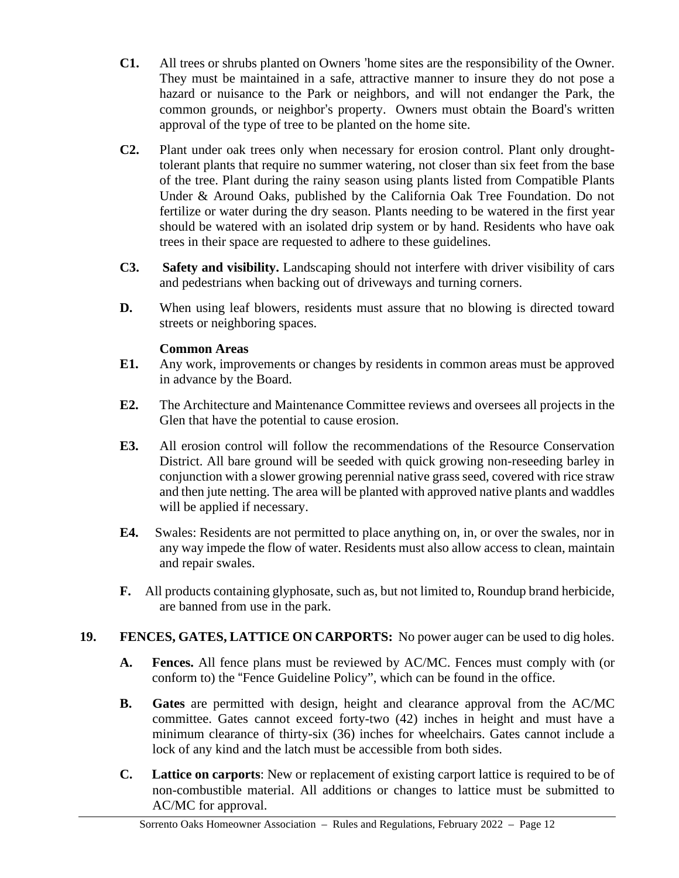**C1.** All trees or shrubs planted on Owners 'home sites are the responsibility of the Owner. They must be maintained in a safe, attractive manner to insure they do not pose a hazard or nuisance to the Park or neighbors, and will not endanger the Park, the common grounds, or neighbor's property. Owners must obtain the Board's written approval of the type of tree to be planted on the home site.

**C2.** Plant under oak trees only when necessary for erosion control. Plant only drought-tolerant plants that require no summer watering, not closer than six feet from the base of the tree. Plant during the rainy season using plants listed from Compatible Plants Under & Around Oaks, published by the California Oak Tree Foundation. Do not fertilize or water during the dry season. Plants needing to be watered in the first year should be watered with an isolated drip system or by hand. Residents who have oak trees in their space are requested to adhere to these guidelines.

**C3.** **Safety and visibility.** Landscaping should not interfere with driver visibility of cars and pedestrians when backing out of driveways and turning corners.

**D.** When using leaf blowers, residents must assure that no blowing is directed toward streets or neighboring spaces.

**Common Areas**

**E1.** Any work, improvements or changes by residents in common areas must be approved in advance by the Board.

**E2.** The Architecture and Maintenance Committee reviews and oversees all projects in the Glen that have the potential to cause erosion.

**E3.** All erosion control will follow the recommendations of the Resource Conservation District. All bare ground will be seeded with quick growing non-reseeding barley in conjunction with a slower growing perennial native grass seed, covered with rice straw and then jute netting. The area will be planted with approved native plants and waddles will be applied if necessary.

**E4.** Swales: Residents are not permitted to place anything on, in, or over the swales, nor in any way impede the flow of water. Residents must also allow access to clean, maintain and repair swales.

**F.** All products containing glyphosate, such as, but not limited to, Roundup brand herbicide, are banned from use in the park.

**19. FENCES, GATES, LATTICE ON CARPORTS:** No power auger can be used to dig holes.

**A. Fences.** All fence plans must be reviewed by AC/MC. Fences must comply with (or conform to) the "Fence Guideline Policy", which can be found in the office.

**B. Gates** are permitted with design, height and clearance approval from the AC/MC committee. Gates cannot exceed forty-two (42) inches in height and must have a minimum clearance of thirty-six (36) inches for wheelchairs. Gates cannot include a lock of any kind and the latch must be accessible from both sides.

**C. Lattice on carports**: New or replacement of existing carport lattice is required to be of non-combustible material. All additions or changes to lattice must be submitted to AC/MC for approval.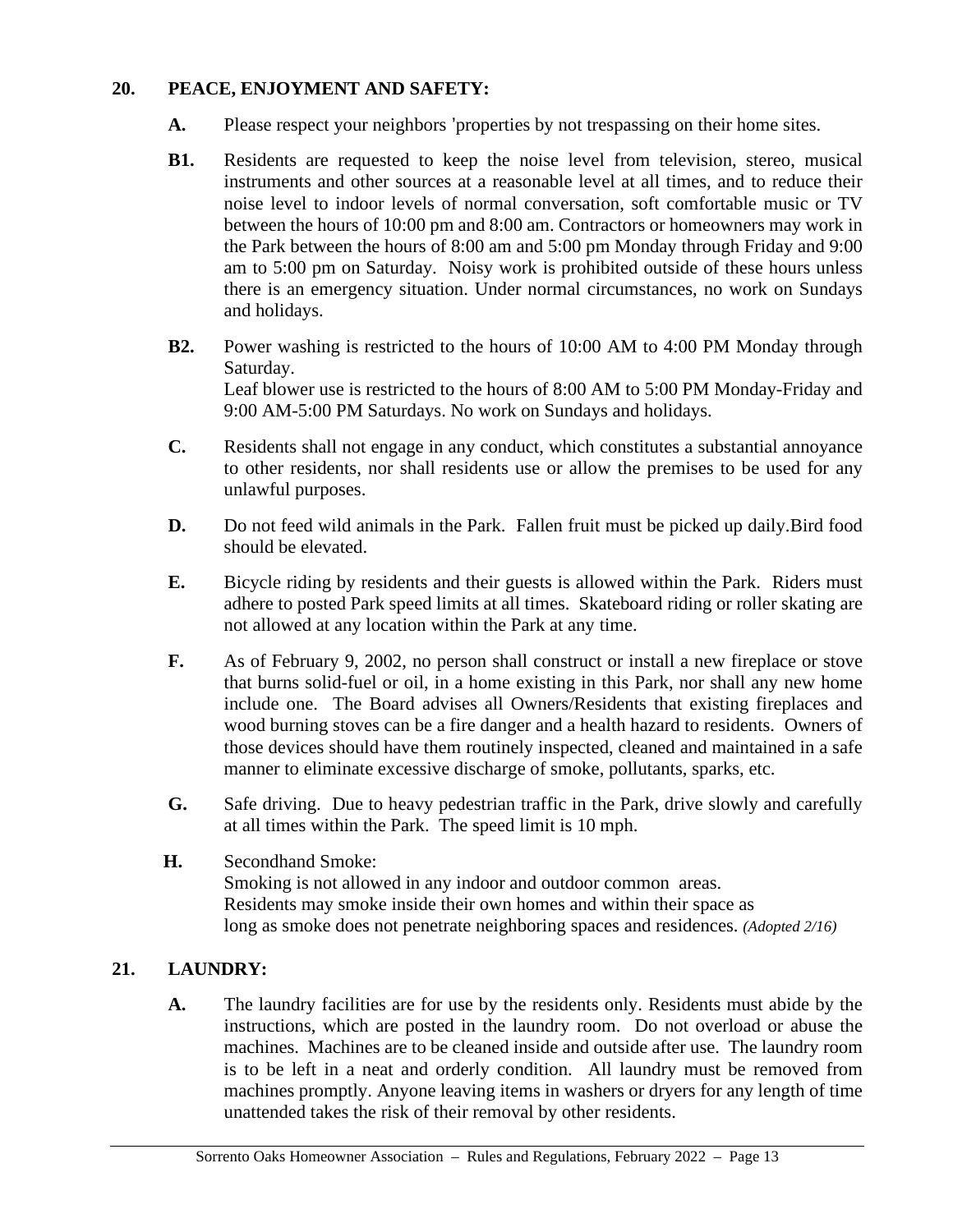## 20. PEACE, ENJOYMENT AND SAFETY:

**A.** Please respect your neighbors 'properties by not trespassing on their home sites.

**B1.** Residents are requested to keep the noise level from television, stereo, musical instruments and other sources at a reasonable level at all times, and to reduce their noise level to indoor levels of normal conversation, soft comfortable music or TV between the hours of 10:00 pm and 8:00 am. Contractors or homeowners may work in the Park between the hours of 8:00 am and 5:00 pm Monday through Friday and 9:00 am to 5:00 pm on Saturday. Noisy work is prohibited outside of these hours unless there is an emergency situation. Under normal circumstances, no work on Sundays and holidays.

**B2.** Power washing is restricted to the hours of 10:00 AM to 4:00 PM Monday through Saturday.
Leaf blower use is restricted to the hours of 8:00 AM to 5:00 PM Monday-Friday and 9:00 AM-5:00 PM Saturdays. No work on Sundays and holidays.

**C.** Residents shall not engage in any conduct, which constitutes a substantial annoyance to other residents, nor shall residents use or allow the premises to be used for any unlawful purposes.

**D.** Do not feed wild animals in the Park. Fallen fruit must be picked up daily.Bird food should be elevated.

**E.** Bicycle riding by residents and their guests is allowed within the Park. Riders must adhere to posted Park speed limits at all times. Skateboard riding or roller skating are not allowed at any location within the Park at any time.

**F.** As of February 9, 2002, no person shall construct or install a new fireplace or stove that burns solid-fuel or oil, in a home existing in this Park, nor shall any new home include one. The Board advises all Owners/Residents that existing fireplaces and wood burning stoves can be a fire danger and a health hazard to residents. Owners of those devices should have them routinely inspected, cleaned and maintained in a safe manner to eliminate excessive discharge of smoke, pollutants, sparks, etc.

**G.** Safe driving. Due to heavy pedestrian traffic in the Park, drive slowly and carefully at all times within the Park. The speed limit is 10 mph.

**H.** Secondhand Smoke:
Smoking is not allowed in any indoor and outdoor common areas.
Residents may smoke inside their own homes and within their space as long as smoke does not penetrate neighboring spaces and residences. *(Adopted 2/16)*

## 21. LAUNDRY:

**A.** The laundry facilities are for use by the residents only. Residents must abide by the instructions, which are posted in the laundry room. Do not overload or abuse the machines. Machines are to be cleaned inside and outside after use. The laundry room is to be left in a neat and orderly condition. All laundry must be removed from machines promptly. Anyone leaving items in washers or dryers for any length of time unattended takes the risk of their removal by other residents.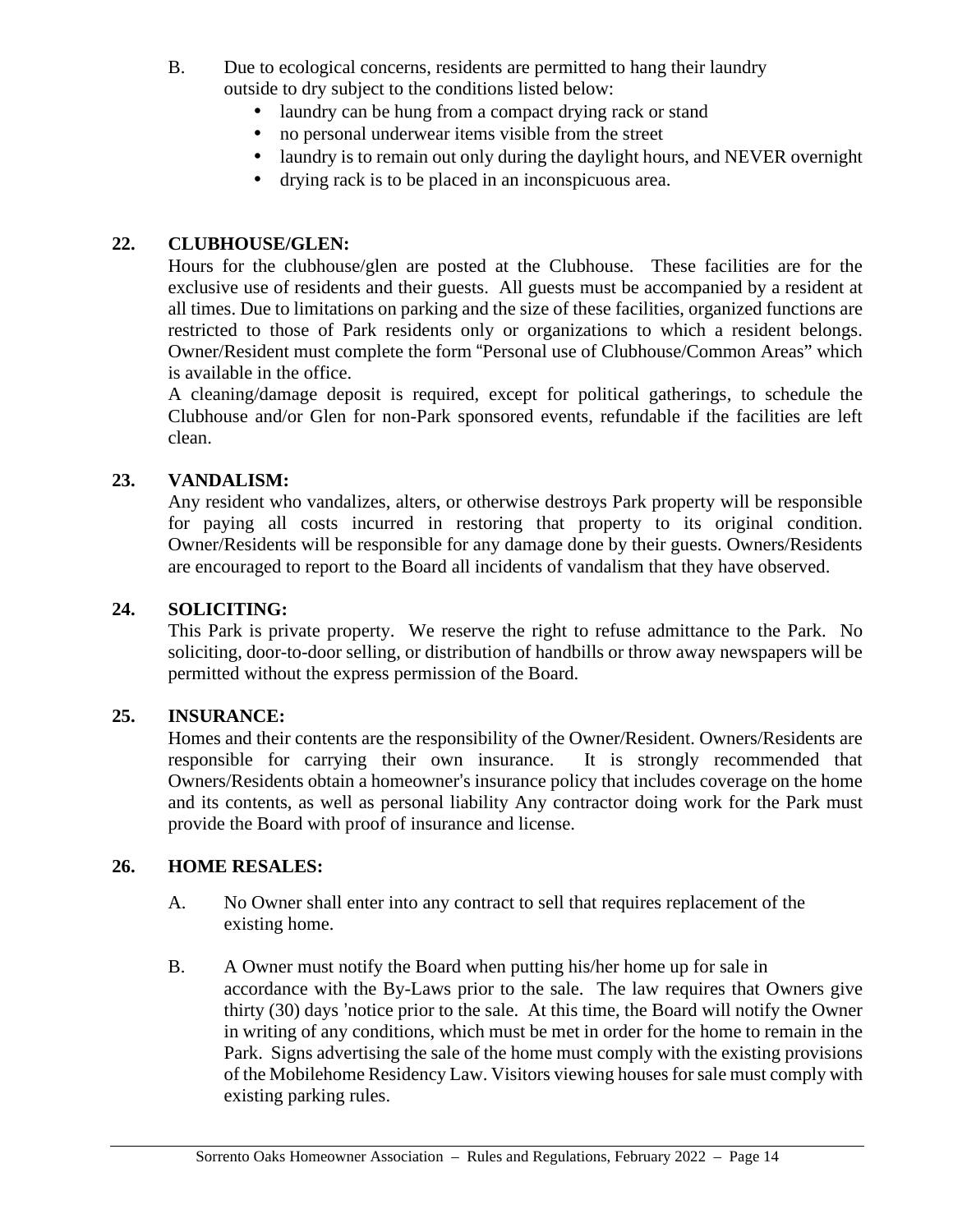B. Due to ecological concerns, residents are permitted to hang their laundry outside to dry subject to the conditions listed below:
   - laundry can be hung from a compact drying rack or stand
   - no personal underwear items visible from the street
   - laundry is to remain out only during the daylight hours, and NEVER overnight
   - drying rack is to be placed in an inconspicuous area.

**22. CLUBHOUSE/GLEN:**

Hours for the clubhouse/glen are posted at the Clubhouse. These facilities are for the exclusive use of residents and their guests. All guests must be accompanied by a resident at all times. Due to limitations on parking and the size of these facilities, organized functions are restricted to those of Park residents only or organizations to which a resident belongs. Owner/Resident must complete the form "Personal use of Clubhouse/Common Areas" which is available in the office.

A cleaning/damage deposit is required, except for political gatherings, to schedule the Clubhouse and/or Glen for non-Park sponsored events, refundable if the facilities are left clean.

**23. VANDALISM:**

Any resident who vandalizes, alters, or otherwise destroys Park property will be responsible for paying all costs incurred in restoring that property to its original condition. Owner/Residents will be responsible for any damage done by their guests. Owners/Residents are encouraged to report to the Board all incidents of vandalism that they have observed.

**24. SOLICITING:**

This Park is private property. We reserve the right to refuse admittance to the Park. No soliciting, door-to-door selling, or distribution of handbills or throw away newspapers will be permitted without the express permission of the Board.

**25. INSURANCE:**

Homes and their contents are the responsibility of the Owner/Resident. Owners/Residents are responsible for carrying their own insurance. It is strongly recommended that Owners/Residents obtain a homeowner's insurance policy that includes coverage on the home and its contents, as well as personal liability Any contractor doing work for the Park must provide the Board with proof of insurance and license.

**26. HOME RESALES:**

A. No Owner shall enter into any contract to sell that requires replacement of the existing home.

B. A Owner must notify the Board when putting his/her home up for sale in accordance with the By-Laws prior to the sale. The law requires that Owners give thirty (30) days 'notice prior to the sale. At this time, the Board will notify the Owner in writing of any conditions, which must be met in order for the home to remain in the Park. Signs advertising the sale of the home must comply with the existing provisions of the Mobilehome Residency Law. Visitors viewing houses for sale must comply with existing parking rules.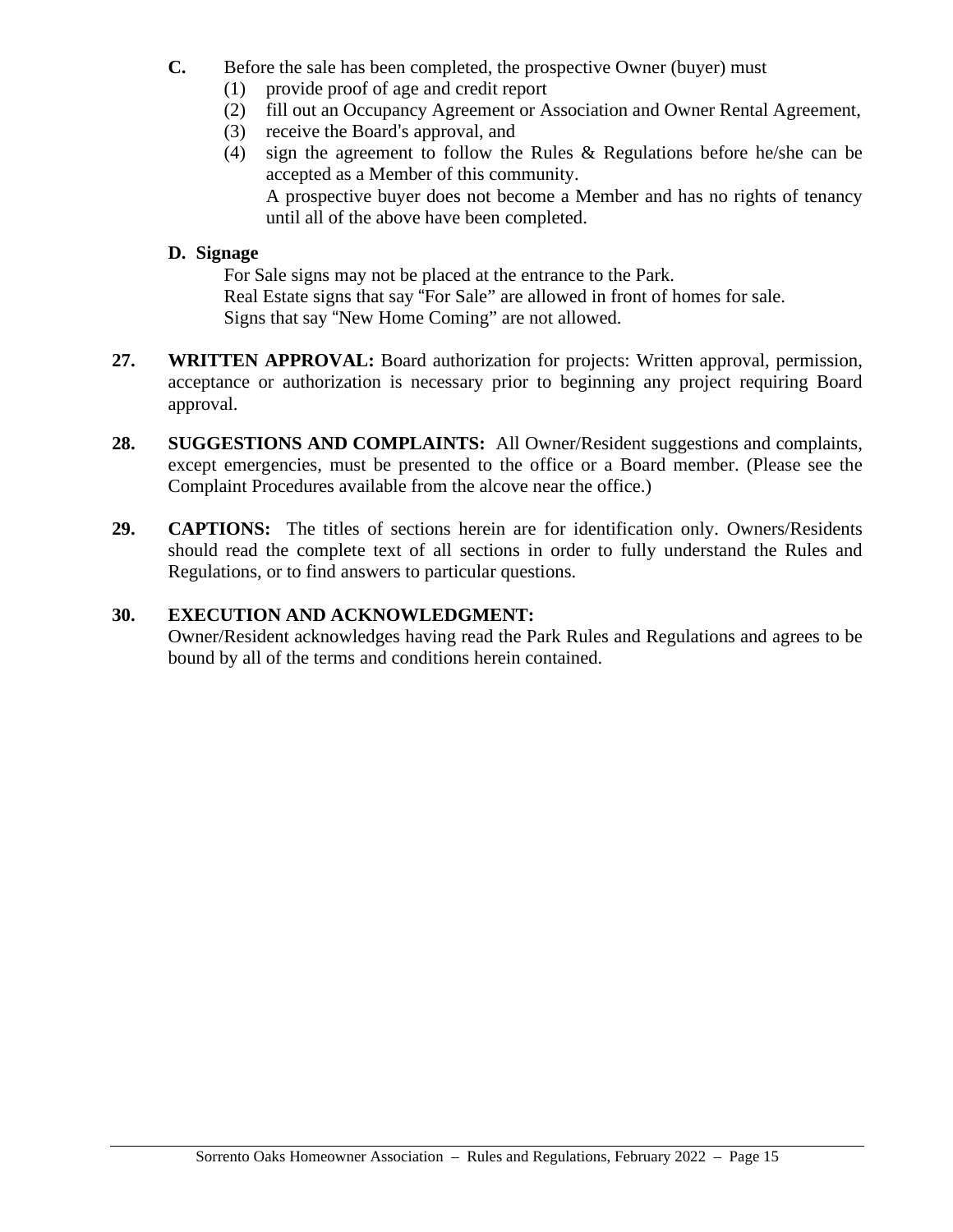**C.** Before the sale has been completed, the prospective Owner (buyer) must

(1) provide proof of age and credit report

(2) fill out an Occupancy Agreement or Association and Owner Rental Agreement,

(3) receive the Board's approval, and

(4) sign the agreement to follow the Rules & Regulations before he/she can be accepted as a Member of this community.

A prospective buyer does not become a Member and has no rights of tenancy until all of the above have been completed.

**D. Signage**

For Sale signs may not be placed at the entrance to the Park.
Real Estate signs that say "For Sale" are allowed in front of homes for sale.
Signs that say "New Home Coming" are not allowed.

**27. WRITTEN APPROVAL:** Board authorization for projects: Written approval, permission, acceptance or authorization is necessary prior to beginning any project requiring Board approval.

**28. SUGGESTIONS AND COMPLAINTS:** All Owner/Resident suggestions and complaints, except emergencies, must be presented to the office or a Board member. (Please see the Complaint Procedures available from the alcove near the office.)

**29. CAPTIONS:** The titles of sections herein are for identification only. Owners/Residents should read the complete text of all sections in order to fully understand the Rules and Regulations, or to find answers to particular questions.

**30. EXECUTION AND ACKNOWLEDGMENT:**
Owner/Resident acknowledges having read the Park Rules and Regulations and agrees to be bound by all of the terms and conditions herein contained.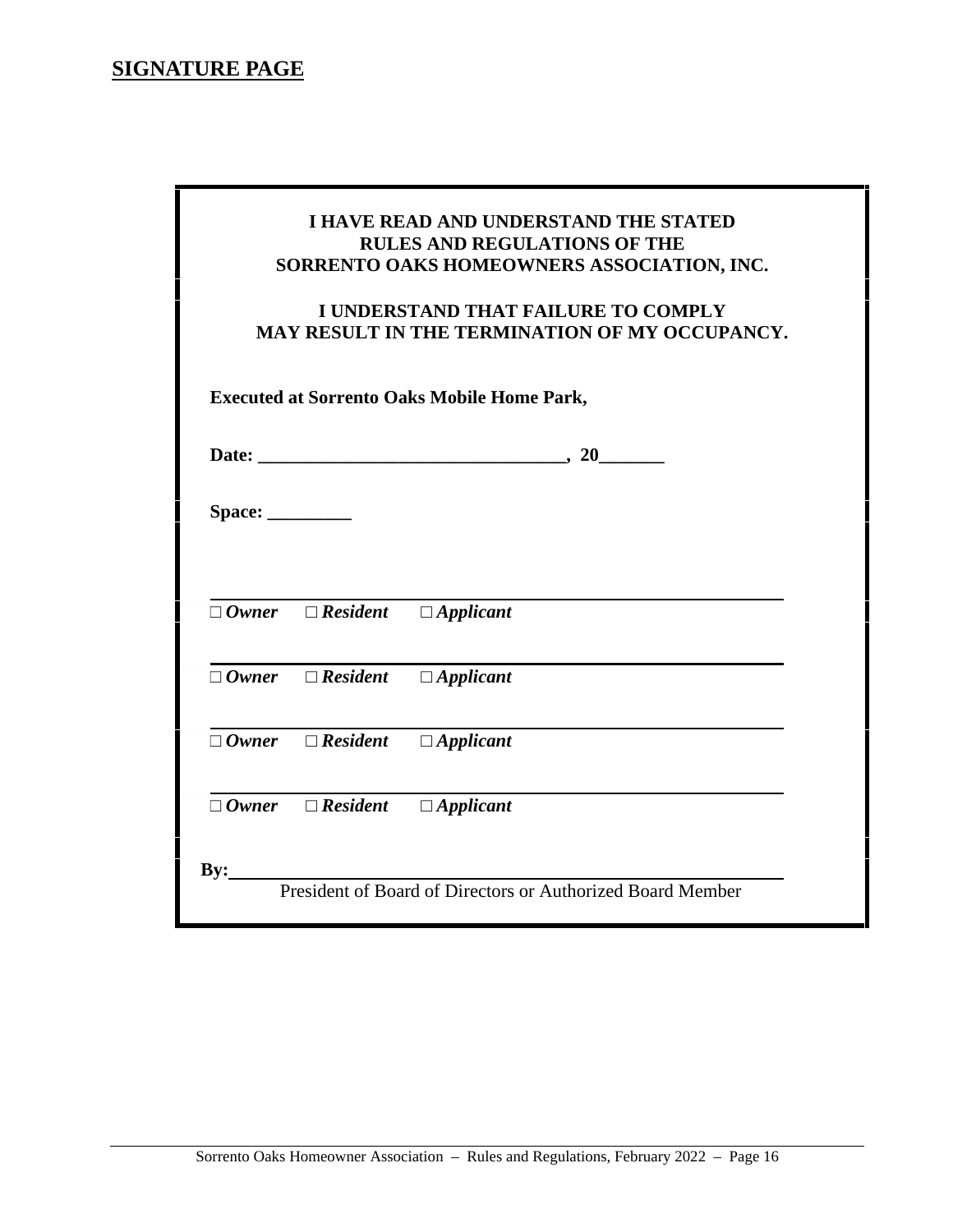## SIGNATURE PAGE

**I HAVE READ AND UNDERSTAND THE STATED RULES AND REGULATIONS OF THE SORRENTO OAKS HOMEOWNERS ASSOCIATION, INC.**

**I UNDERSTAND THAT FAILURE TO COMPLY MAY RESULT IN THE TERMINATION OF MY OCCUPANCY.**

**Executed at Sorrento Oaks Mobile Home Park,**

**Date: _________________________________, 20_______**

**Space: _________**

_____________________________________________
□ ***Owner*** □ ***Resident*** □ ***Applicant***

_____________________________________________
□ ***Owner*** □ ***Resident*** □ ***Applicant***

_____________________________________________
□ ***Owner*** □ ***Resident*** □ ***Applicant***

_____________________________________________
□ ***Owner*** □ ***Resident*** □ ***Applicant***

**By:**_____________________________________________
President of Board of Directors or Authorized Board Member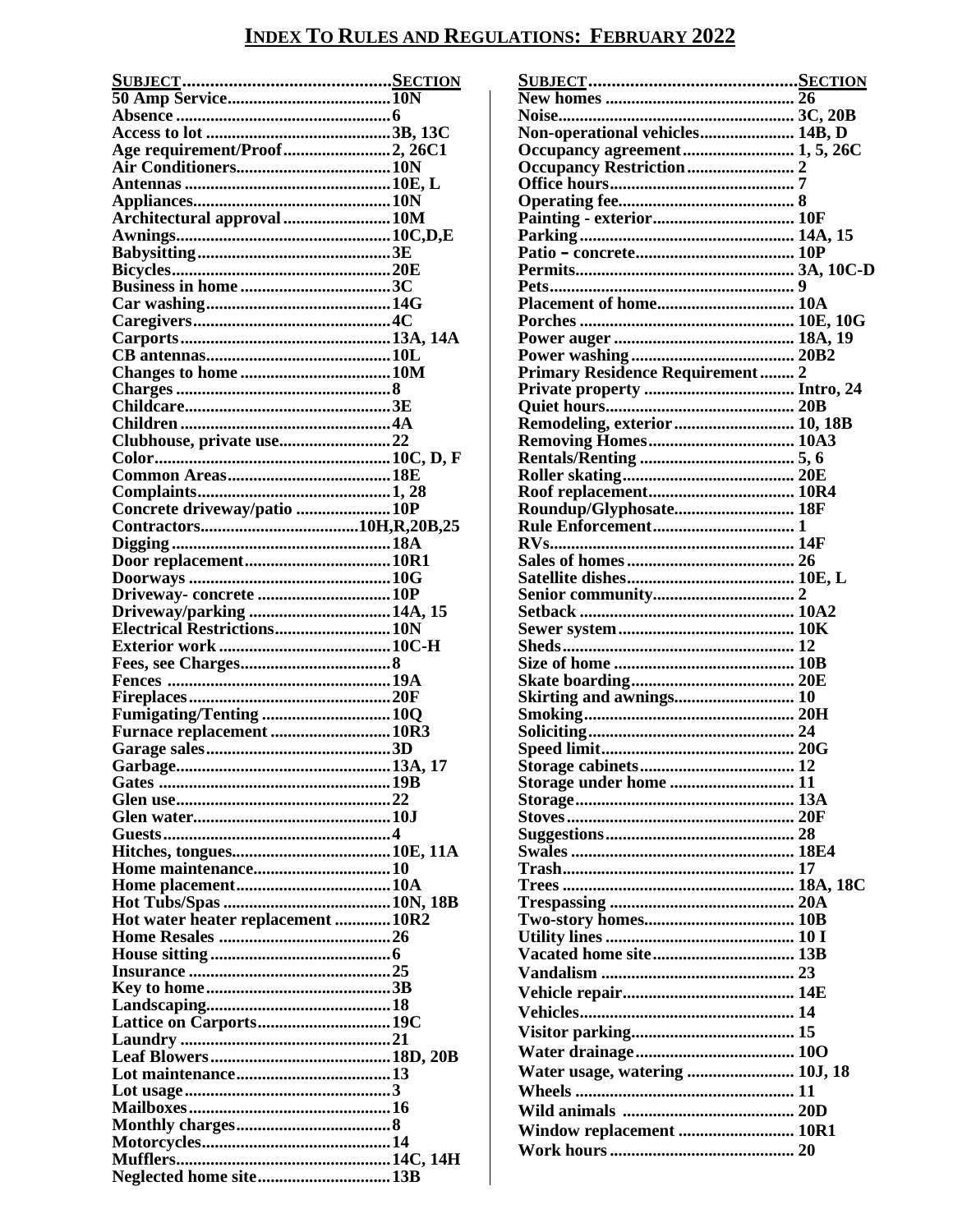# INDEX TO RULES AND REGULATIONS: FEBRUARY 2022

| SUBJECT | SECTION |
|---|---|
| 50 Amp Service | 10N |
| Absence | 6 |
| Access to lot | 3B, 13C |
| Age requirement/Proof | 2, 26C1 |
| Air Conditioners | 10N |
| Antennas | 10E, L |
| Appliances | 10N |
| Architectural approval | 10M |
| Awnings | 10C,D,E |
| Babysitting | 3E |
| Bicycles | 20E |
| Business in home | 3C |
| Car washing | 14G |
| Caregivers | 4C |
| Carports | 13A, 14A |
| CB antennas | 10L |
| Changes to home | 10M |
| Charges | 8 |
| Childcare | 3E |
| Children | 4A |
| Clubhouse, private use | 22 |
| Color | 10C, D, F |
| Common Areas | 18E |
| Complaints | 1, 28 |
| Concrete driveway/patio | 10P |
| Contractors | 10H,R,20B,25 |
| Digging | 18A |
| Door replacement | 10R1 |
| Doorways | 10G |
| Driveway- concrete | 10P |
| Driveway/parking | 14A, 15 |
| Electrical Restrictions | 10N |
| Exterior work | 10C-H |
| Fees, see Charges | 8 |
| Fences | 19A |
| Fireplaces | 20F |
| Fumigating/Tenting | 10Q |
| Furnace replacement | 10R3 |
| Garage sales | 3D |
| Garbage | 13A, 17 |
| Gates | 19B |
| Glen use | 22 |
| Glen water | 10J |
| Guests | 4 |
| Hitches, tongues | 10E, 11A |
| Home maintenance | 10 |
| Home placement | 10A |
| Hot Tubs/Spas | 10N, 18B |
| Hot water heater replacement | 10R2 |
| Home Resales | 26 |
| House sitting | 6 |
| Insurance | 25 |
| Key to home | 3B |
| Landscaping | 18 |
| Lattice on Carports | 19C |
| Laundry | 21 |
| Leaf Blowers | 18D, 20B |
| Lot maintenance | 13 |
| Lot usage | 3 |
| Mailboxes | 16 |
| Monthly charges | 8 |
| Motorcycles | 14 |
| Mufflers | 14C, 14H |
| Neglected home site | 13B |
| New homes | 26 |
| Noise | 3C, 20B |
| Non-operational vehicles | 14B, D |
| Occupancy agreement | 1, 5, 26C |
| Occupancy Restriction | 2 |
| Office hours | 7 |
| Operating fee | 8 |
| Painting - exterior | 10F |
| Parking | 14A, 15 |
| Patio – concrete | 10P |
| Permits | 3A, 10C-D |
| Pets | 9 |
| Placement of home | 10A |
| Porches | 10E, 10G |
| Power auger | 18A, 19 |
| Power washing | 20B2 |
| Primary Residence Requirement | 2 |
| Private property | Intro, 24 |
| Quiet hours | 20B |
| Remodeling, exterior | 10, 18B |
| Removing Homes | 10A3 |
| Rentals/Renting | 5, 6 |
| Roller skating | 20E |
| Roof replacement | 10R4 |
| Roundup/Glyphosate | 18F |
| Rule Enforcement | 1 |
| RVs | 14F |
| Sales of homes | 26 |
| Satellite dishes | 10E, L |
| Senior community | 2 |
| Setback | 10A2 |
| Sewer system | 10K |
| Sheds | 12 |
| Size of home | 10B |
| Skate boarding | 20E |
| Skirting and awnings | 10 |
| Smoking | 20H |
| Soliciting | 24 |
| Speed limit | 20G |
| Storage cabinets | 12 |
| Storage under home | 11 |
| Storage | 13A |
| Stoves | 20F |
| Suggestions | 28 |
| Swales | 18E4 |
| Trash | 17 |
| Trees | 18A, 18C |
| Trespassing | 20A |
| Two-story homes | 10B |
| Utility lines | 10 I |
| Vacated home site | 13B |
| Vandalism | 23 |
| Vehicle repair | 14E |
| Vehicles | 14 |
| Visitor parking | 15 |
| Water drainage | 10O |
| Water usage, watering | 10J, 18 |
| Wheels | 11 |
| Wild animals | 20D |
| Window replacement | 10R1 |
| Work hours | 20 |